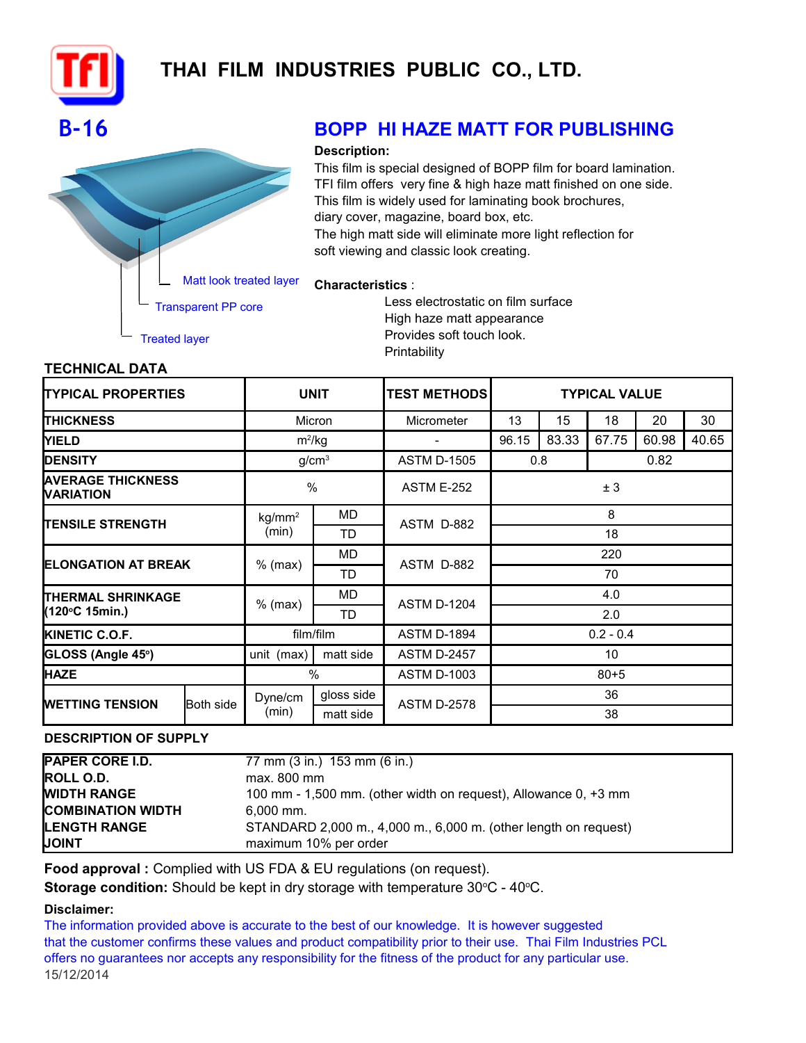# THAI FILM INDUSTRIES PUBLIC CO., LTD.

## B-16

## BOPP HI HAZE MATT FOR PUBLISHING

Matt look treated layer

Transparent PP core

Treated layer

**Description:**

This film is special designed of BOPP film for board lamination.
TFI film offers very fine & high haze matt finished on one side.
This film is widely used for laminating book brochures,
diary cover, magazine, board box, etc.
The high matt side will eliminate more light reflection for
soft viewing and classic look creating.

**Characteristics** :

- Less electrostatic on film surface
- High haze matt appearance
- Provides soft touch look.
- Printability

### TECHNICAL DATA

| TYPICAL PROPERTIES | | UNIT | | TEST METHODS | TYPICAL VALUE | | | | |
|---|---|---|---|---|---|---|---|---|---|
| THICKNESS | | Micron | | Micrometer | 13 | 15 | 18 | 20 | 30 |
| YIELD | | $m^2/kg$ | | - | 96.15 | 83.33 | 67.75 | 60.98 | 40.65 |
| DENSITY | | $g/cm^3$ | | ASTM D-1505 | 0.8 | | 0.82 | | |
| AVERAGE THICKNESS VARIATION | | % | | ASTM E-252 | ± 3 | | | | |
| TENSILE STRENGTH | | $kg/mm^2$ (min) | MD | ASTM D-882 | 8 | | | | |
| | | | TD | | 18 | | | | |
| ELONGATION AT BREAK | | % (max) | MD | ASTM D-882 | 220 | | | | |
| | | | TD | | 70 | | | | |
| THERMAL SHRINKAGE (120°C 15min.) | | % (max) | MD | ASTM D-1204 | 4.0 | | | | |
| | | | TD | | 2.0 | | | | |
| KINETIC C.O.F. | | film/film | | ASTM D-1894 | 0.2 - 0.4 | | | | |
| GLOSS (Angle 45°) | | unit (max) | matt side | ASTM D-2457 | 10 | | | | |
| HAZE | | % | | ASTM D-1003 | 80+5 | | | | |
| WETTING TENSION | Both side | Dyne/cm (min) | gloss side | ASTM D-2578 | 36 | | | | |
| | | | matt side | | 38 | | | | |

### DESCRIPTION OF SUPPLY

| | |
|---|---|
| PAPER CORE I.D. | 77 mm (3 in.) 153 mm (6 in.) |
| ROLL O.D. | max. 800 mm |
| WIDTH RANGE | 100 mm - 1,500 mm. (other width on request), Allowance 0, +3 mm |
| COMBINATION WIDTH | 6,000 mm. |
| LENGTH RANGE | STANDARD 2,000 m., 4,000 m., 6,000 m. (other length on request) |
| JOINT | maximum 10% per order |

**Food approval :** Complied with US FDA & EU regulations (on request).

**Storage condition:** Should be kept in dry storage with temperature 30°C - 40°C.

**Disclaimer:**

The information provided above is accurate to the best of our knowledge. It is however suggested that the customer confirms these values and product compatibility prior to their use. Thai Film Industries PCL offers no guarantees nor accepts any responsibility for the fitness of the product for any particular use.

15/12/2014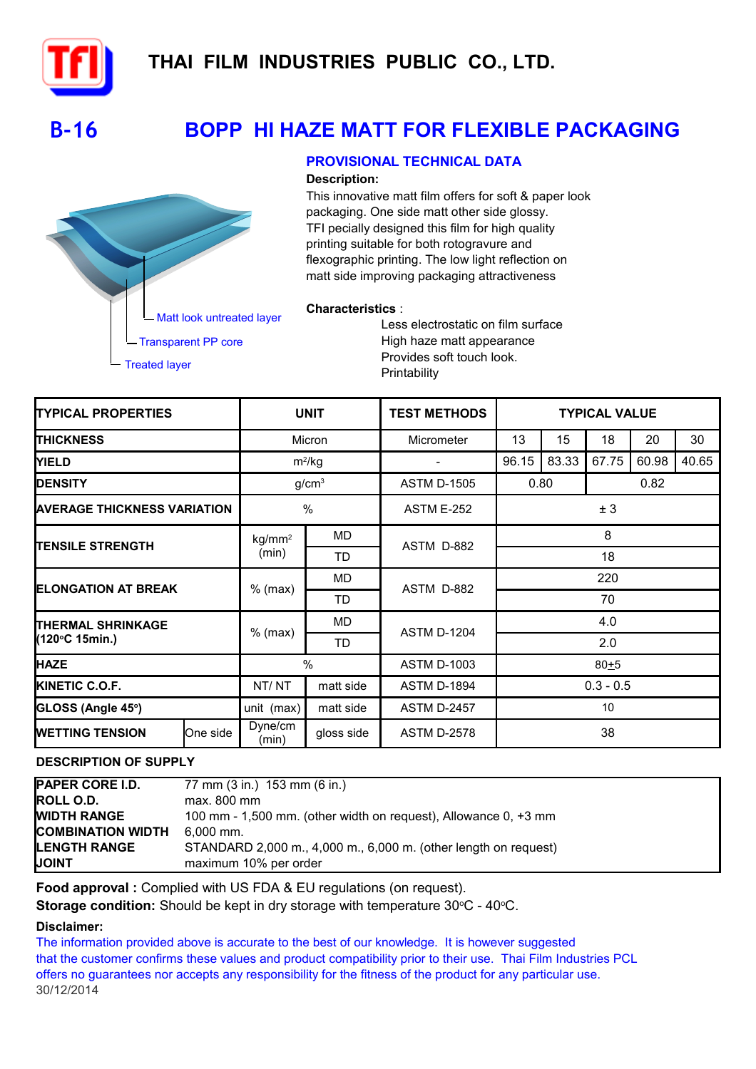# THAI FILM INDUSTRIES PUBLIC CO., LTD.

## B-16 BOPP HI HAZE MATT FOR FLEXIBLE PACKAGING

### PROVISIONAL TECHNICAL DATA

**Description:**

This innovative matt film offers for soft & paper look packaging. One side matt other side glossy. TFI pecially designed this film for high quality printing suitable for both rotogravure and flexographic printing. The low light reflection on matt side improving packaging attractiveness

Matt look untreated layer

Transparent PP core

Treated layer

**Characteristics** :

Less electrostatic on film surface
High haze matt appearance
Provides soft touch look.
Printability

| TYPICAL PROPERTIES | | UNIT | | TEST METHODS | TYPICAL VALUE | | | | |
|---|---|---|---|---|---|---|---|---|---|
| THICKNESS | | Micron | | Micrometer | 13 | 15 | 18 | 20 | 30 |
| YIELD | | $m^2/kg$ | | - | 96.15 | 83.33 | 67.75 | 60.98 | 40.65 |
| DENSITY | | $g/cm^3$ | | ASTM D-1505 | 0.80 | | 0.82 | | |
| AVERAGE THICKNESS VARIATION | | % | | ASTM E-252 | ± 3 | | | | |
| TENSILE STRENGTH | | $kg/mm^2$ (min) | MD | ASTM D-882 | 8 | | | | |
| | | | TD | | 18 | | | | |
| ELONGATION AT BREAK | | % (max) | MD | ASTM D-882 | 220 | | | | |
| | | | TD | | 70 | | | | |
| THERMAL SHRINKAGE (120°C 15min.) | | % (max) | MD | ASTM D-1204 | 4.0 | | | | |
| | | | TD | | 2.0 | | | | |
| HAZE | | % | | ASTM D-1003 | 80±5 | | | | |
| KINETIC C.O.F. | | NT/ NT | matt side | ASTM D-1894 | 0.3 - 0.5 | | | | |
| GLOSS (Angle 45°) | | unit (max) | matt side | ASTM D-2457 | 10 | | | | |
| WETTING TENSION | One side | Dyne/cm (min) | gloss side | ASTM D-2578 | 38 | | | | |

**DESCRIPTION OF SUPPLY**

| | |
|---|---|
| **PAPER CORE I.D.** | 77 mm (3 in.) 153 mm (6 in.) |
| **ROLL O.D.** | max. 800 mm |
| **WIDTH RANGE** | 100 mm - 1,500 mm. (other width on request), Allowance 0, +3 mm |
| **COMBINATION WIDTH** | 6,000 mm. |
| **LENGTH RANGE** | STANDARD 2,000 m., 4,000 m., 6,000 m. (other length on request) |
| **JOINT** | maximum 10% per order |

**Food approval :** Complied with US FDA & EU regulations (on request).

**Storage condition:** Should be kept in dry storage with temperature 30°C - 40°C.

**Disclaimer:**

The information provided above is accurate to the best of our knowledge. It is however suggested that the customer confirms these values and product compatibility prior to their use. Thai Film Industries PCL offers no guarantees nor accepts any responsibility for the fitness of the product for any particular use.

30/12/2014